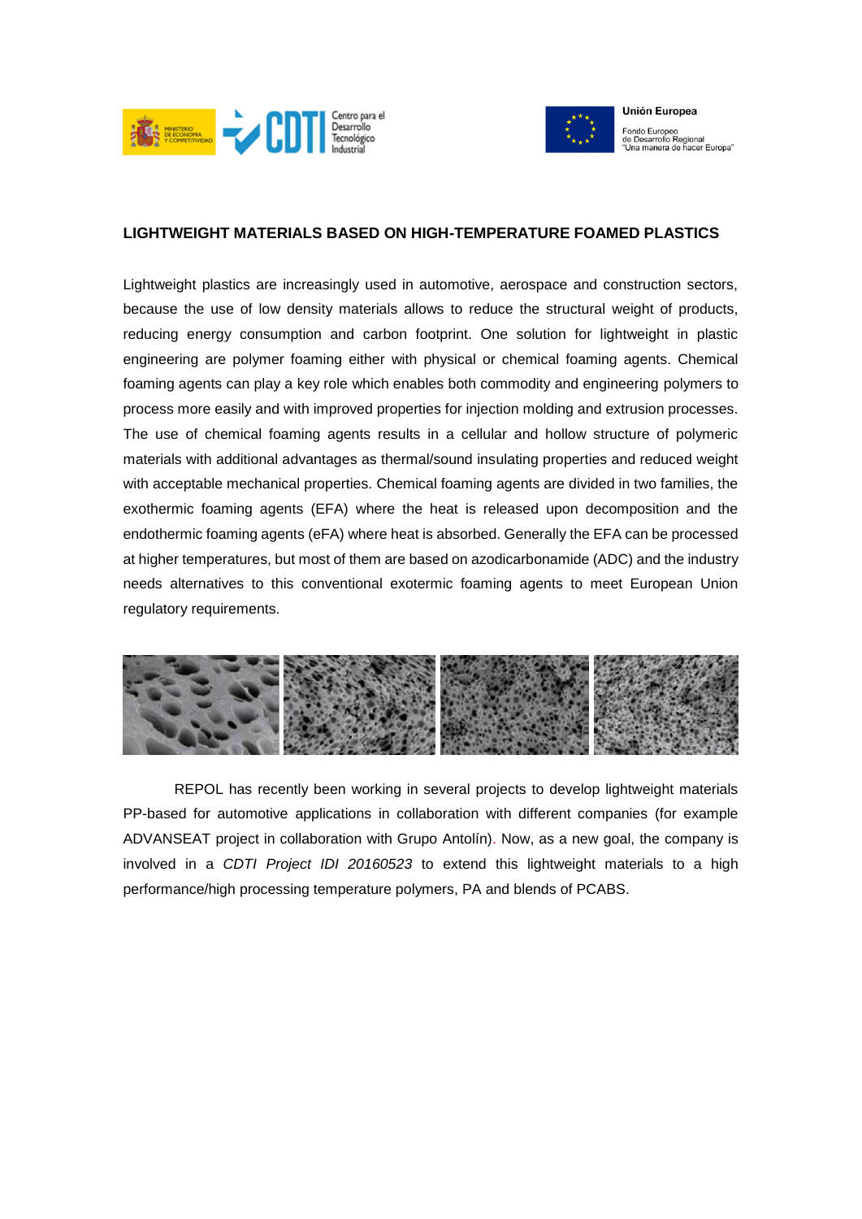## LIGHTWEIGHT MATERIALS BASED ON HIGH-TEMPERATURE FOAMED PLASTICS

Lightweight plastics are increasingly used in automotive, aerospace and construction sectors, because the use of low density materials allows to reduce the structural weight of products, reducing energy consumption and carbon footprint. One solution for lightweight in plastic engineering are polymer foaming either with physical or chemical foaming agents. Chemical foaming agents can play a key role which enables both commodity and engineering polymers to process more easily and with improved properties for injection molding and extrusion processes. The use of chemical foaming agents results in a cellular and hollow structure of polymeric materials with additional advantages as thermal/sound insulating properties and reduced weight with acceptable mechanical properties. Chemical foaming agents are divided in two families, the exothermic foaming agents (EFA) where the heat is released upon decomposition and the endothermic foaming agents (eFA) where heat is absorbed. Generally the EFA can be processed at higher temperatures, but most of them are based on azodicarbonamide (ADC) and the industry needs alternatives to this conventional exotermic foaming agents to meet European Union regulatory requirements.

REPOL has recently been working in several projects to develop lightweight materials PP-based for automotive applications in collaboration with different companies (for example ADVANSEAT project in collaboration with Grupo Antolín). Now, as a new goal, the company is involved in a *CDTI Project IDI 20160523* to extend this lightweight materials to a high performance/high processing temperature polymers, PA and blends of PCABS.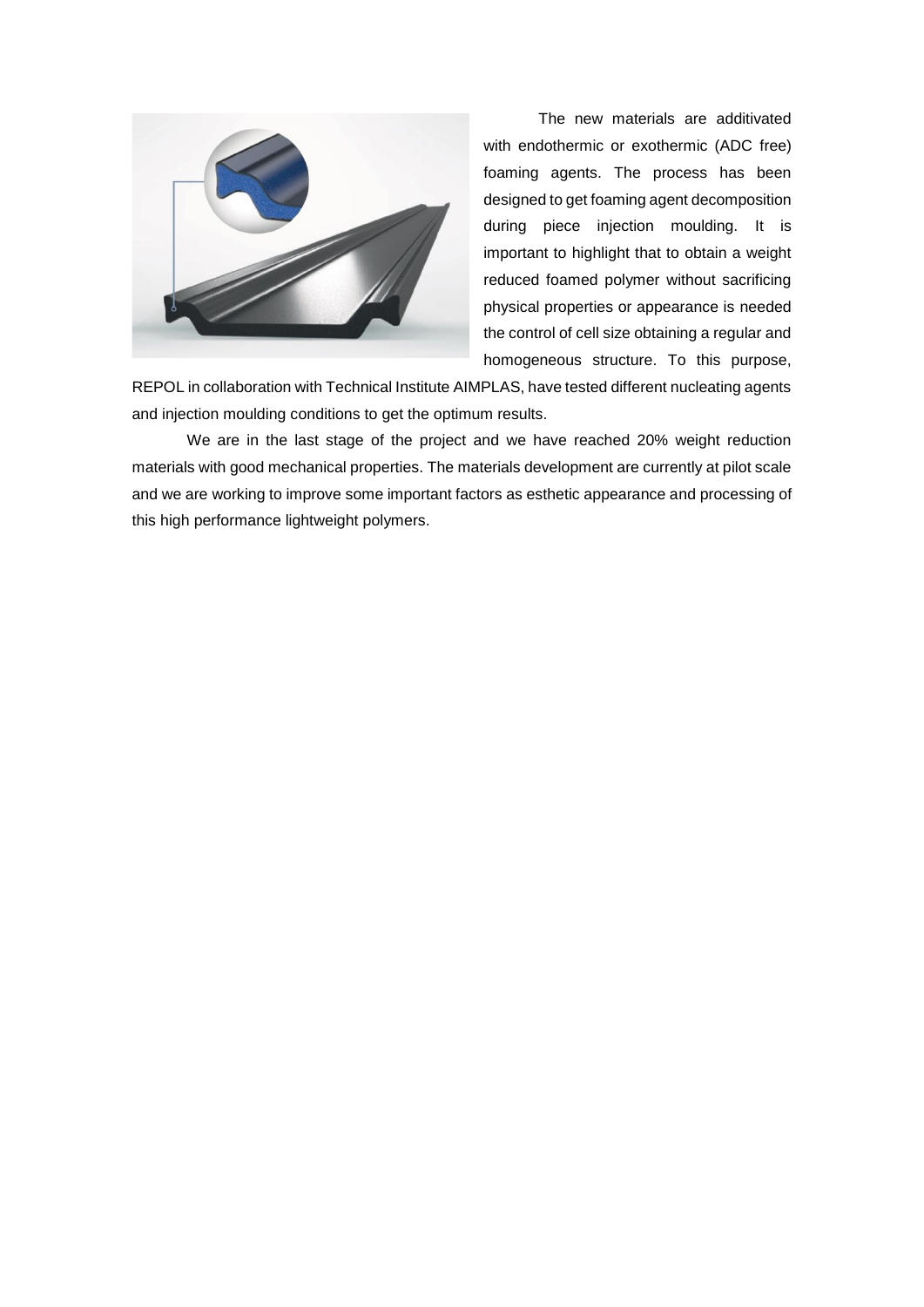The new materials are additivated with endothermic or exothermic (ADC free) foaming agents. The process has been designed to get foaming agent decomposition during piece injection moulding. It is important to highlight that to obtain a weight reduced foamed polymer without sacrificing physical properties or appearance is needed the control of cell size obtaining a regular and homogeneous structure. To this purpose, REPOL in collaboration with Technical Institute AIMPLAS, have tested different nucleating agents and injection moulding conditions to get the optimum results.

We are in the last stage of the project and we have reached 20% weight reduction materials with good mechanical properties. The materials development are currently at pilot scale and we are working to improve some important factors as esthetic appearance and processing of this high performance lightweight polymers.